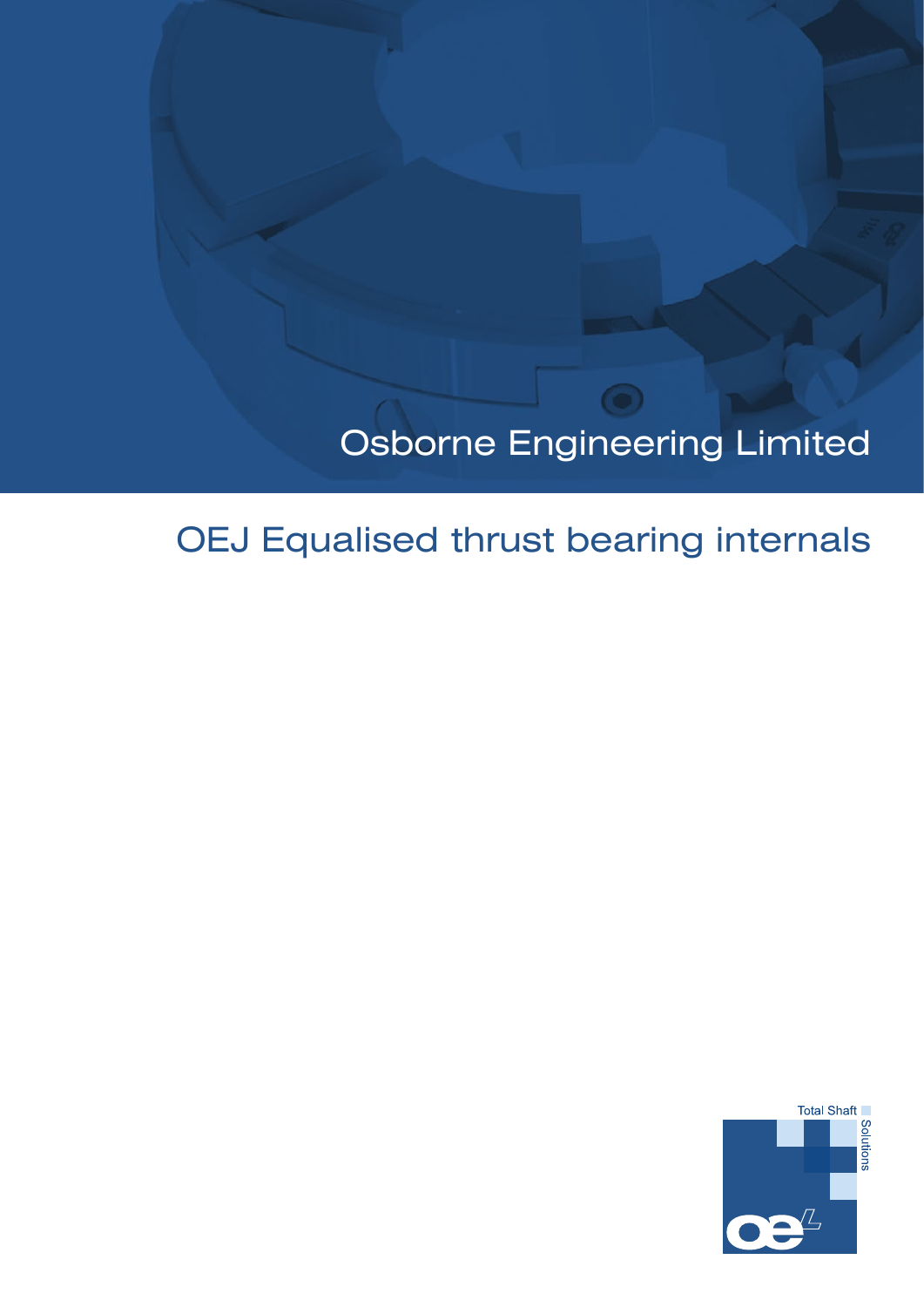Osborne Engineering Limited

# OEJ Equalised thrust bearing internals

Total Shaft Solutions

oel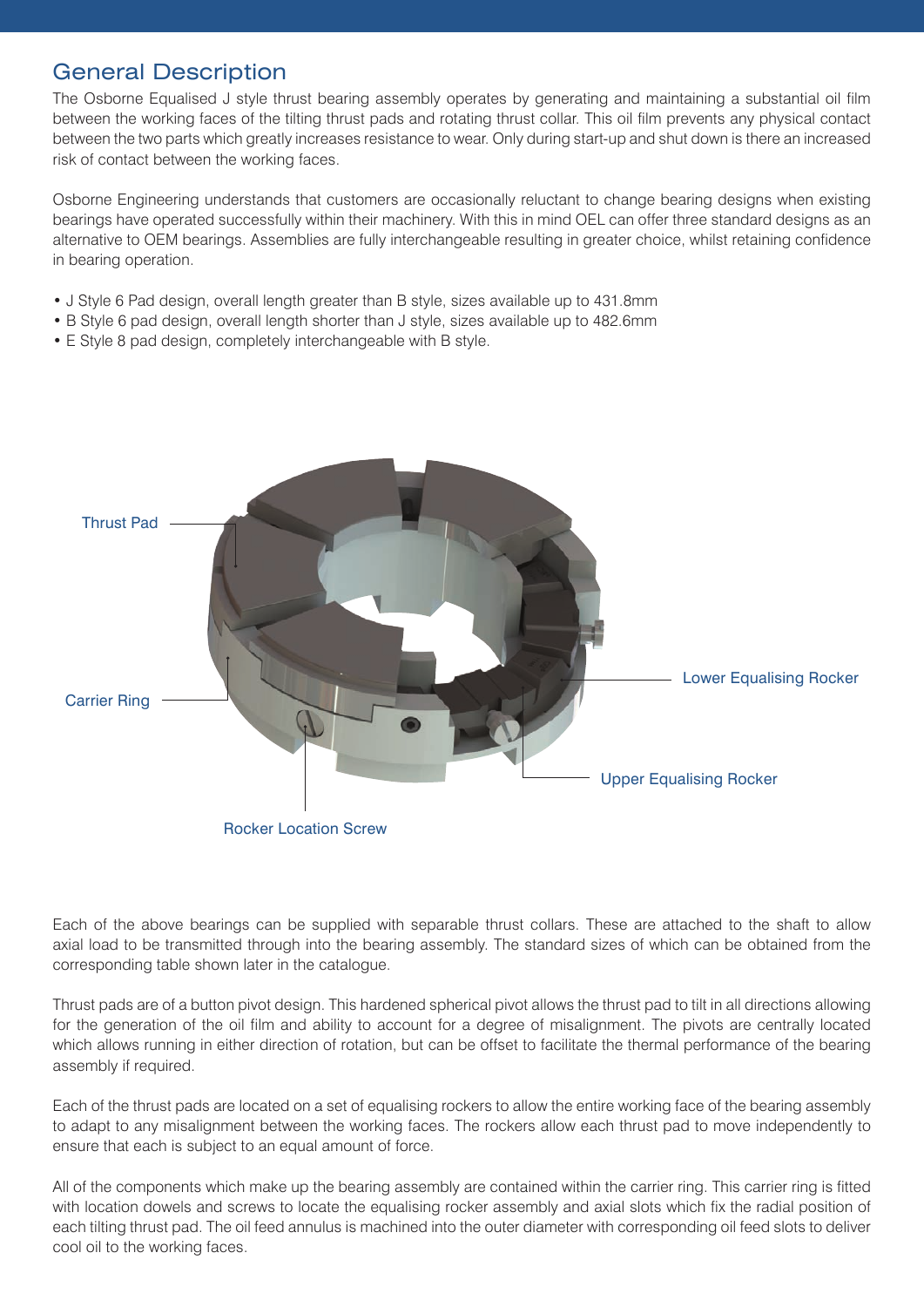## General Description

The Osborne Equalised J style thrust bearing assembly operates by generating and maintaining a substantial oil film between the working faces of the tilting thrust pads and rotating thrust collar. This oil film prevents any physical contact between the two parts which greatly increases resistance to wear. Only during start-up and shut down is there an increased risk of contact between the working faces.

Osborne Engineering understands that customers are occasionally reluctant to change bearing designs when existing bearings have operated successfully within their machinery. With this in mind OEL can offer three standard designs as an alternative to OEM bearings. Assemblies are fully interchangeable resulting in greater choice, whilst retaining confidence in bearing operation.

- J Style 6 Pad design, overall length greater than B style, sizes available up to 431.8mm
- B Style 6 pad design, overall length shorter than J style, sizes available up to 482.6mm
- E Style 8 pad design, completely interchangeable with B style.

Thrust Pad

Carrier Ring

Lower Equalising Rocker

Upper Equalising Rocker

Rocker Location Screw

Each of the above bearings can be supplied with separable thrust collars. These are attached to the shaft to allow axial load to be transmitted through into the bearing assembly. The standard sizes of which can be obtained from the corresponding table shown later in the catalogue.

Thrust pads are of a button pivot design. This hardened spherical pivot allows the thrust pad to tilt in all directions allowing for the generation of the oil film and ability to account for a degree of misalignment. The pivots are centrally located which allows running in either direction of rotation, but can be offset to facilitate the thermal performance of the bearing assembly if required.

Each of the thrust pads are located on a set of equalising rockers to allow the entire working face of the bearing assembly to adapt to any misalignment between the working faces. The rockers allow each thrust pad to move independently to ensure that each is subject to an equal amount of force.

All of the components which make up the bearing assembly are contained within the carrier ring. This carrier ring is fitted with location dowels and screws to locate the equalising rocker assembly and axial slots which fix the radial position of each tilting thrust pad. The oil feed annulus is machined into the outer diameter with corresponding oil feed slots to deliver cool oil to the working faces.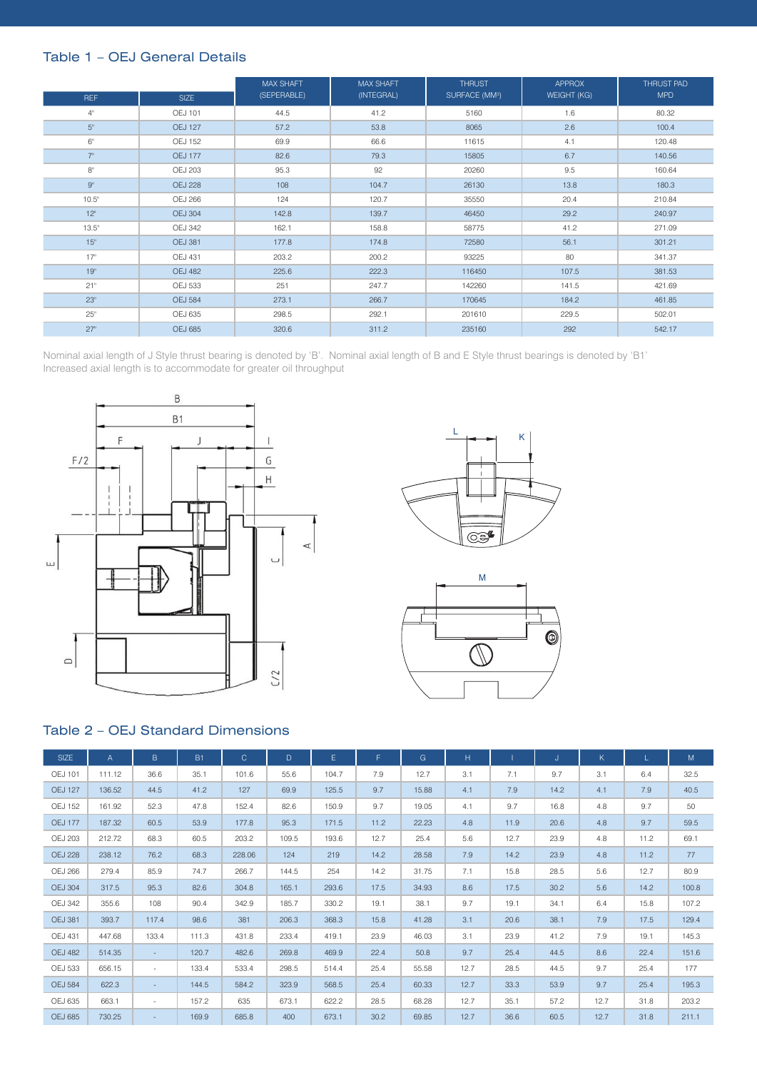## Table 1 – OEJ General Details

| REF | SIZE | MAX SHAFT (SEPERABLE) | MAX SHAFT (INTEGRAL) | THRUST SURFACE (MM²) | APPROX WEIGHT (KG) | THRUST PAD MPD |
|---|---|---|---|---|---|---|
| 4" | OEJ 101 | 44.5 | 41.2 | 5160 | 1.6 | 80.32 |
| 5" | OEJ 127 | 57.2 | 53.8 | 8065 | 2.6 | 100.4 |
| 6" | OEJ 152 | 69.9 | 66.6 | 11615 | 4.1 | 120.48 |
| 7" | OEJ 177 | 82.6 | 79.3 | 15805 | 6.7 | 140.56 |
| 8" | OEJ 203 | 95.3 | 92 | 20260 | 9.5 | 160.64 |
| 9" | OEJ 228 | 108 | 104.7 | 26130 | 13.8 | 180.3 |
| 10.5" | OEJ 266 | 124 | 120.7 | 35550 | 20.4 | 210.84 |
| 12" | OEJ 304 | 142.8 | 139.7 | 46450 | 29.2 | 240.97 |
| 13.5" | OEJ 342 | 162.1 | 158.8 | 58775 | 41.2 | 271.09 |
| 15" | OEJ 381 | 177.8 | 174.8 | 72580 | 56.1 | 301.21 |
| 17" | OEJ 431 | 203.2 | 200.2 | 93225 | 80 | 341.37 |
| 19" | OEJ 482 | 225.6 | 222.3 | 116450 | 107.5 | 381.53 |
| 21" | OEJ 533 | 251 | 247.7 | 142260 | 141.5 | 421.69 |
| 23" | OEJ 584 | 273.1 | 266.7 | 170645 | 184.2 | 461.85 |
| 25" | OEJ 635 | 298.5 | 292.1 | 201610 | 229.5 | 502.01 |
| 27" | OEJ 685 | 320.6 | 311.2 | 235160 | 292 | 542.17 |

Nominal axial length of J Style thrust bearing is denoted by 'B'. Nominal axial length of B and E Style thrust bearings is denoted by 'B1'
Increased axial length is to accommodate for greater oil throughput

## Table 2 – OEJ Standard Dimensions

| SIZE | A | B | B1 | C | D | E | F | G | H | I | J | K | L | M |
|---|---|---|---|---|---|---|---|---|---|---|---|---|---|---|
| OEJ 101 | 111.12 | 36.6 | 35.1 | 101.6 | 55.6 | 104.7 | 7.9 | 12.7 | 3.1 | 7.1 | 9.7 | 3.1 | 6.4 | 32.5 |
| OEJ 127 | 136.52 | 44.5 | 41.2 | 127 | 69.9 | 125.5 | 9.7 | 15.88 | 4.1 | 7.9 | 14.2 | 4.1 | 7.9 | 40.5 |
| OEJ 152 | 161.92 | 52.3 | 47.8 | 152.4 | 82.6 | 150.9 | 9.7 | 19.05 | 4.1 | 9.7 | 16.8 | 4.8 | 9.7 | 50 |
| OEJ 177 | 187.32 | 60.5 | 53.9 | 177.8 | 95.3 | 171.5 | 11.2 | 22.23 | 4.8 | 11.9 | 20.6 | 4.8 | 9.7 | 59.5 |
| OEJ 203 | 212.72 | 68.3 | 60.5 | 203.2 | 109.5 | 193.6 | 12.7 | 25.4 | 5.6 | 12.7 | 23.9 | 4.8 | 11.2 | 69.1 |
| OEJ 228 | 238.12 | 76.2 | 68.3 | 228.06 | 124 | 219 | 14.2 | 28.58 | 7.9 | 14.2 | 23.9 | 4.8 | 11.2 | 77 |
| OEJ 266 | 279.4 | 85.9 | 74.7 | 266.7 | 144.5 | 254 | 14.2 | 31.75 | 7.1 | 15.8 | 28.5 | 5.6 | 12.7 | 80.9 |
| OEJ 304 | 317.5 | 95.3 | 82.6 | 304.8 | 165.1 | 293.6 | 17.5 | 34.93 | 8.6 | 17.5 | 30.2 | 5.6 | 14.2 | 100.8 |
| OEJ 342 | 355.6 | 108 | 90.4 | 342.9 | 185.7 | 330.2 | 19.1 | 38.1 | 9.7 | 19.1 | 34.1 | 6.4 | 15.8 | 107.2 |
| OEJ 381 | 393.7 | 117.4 | 98.6 | 381 | 206.3 | 368.3 | 15.8 | 41.28 | 3.1 | 20.6 | 38.1 | 7.9 | 17.5 | 129.4 |
| OEJ 431 | 447.68 | 133.4 | 111.3 | 431.8 | 233.4 | 419.1 | 23.9 | 46.03 | 3.1 | 23.9 | 41.2 | 7.9 | 19.1 | 145.3 |
| OEJ 482 | 514.35 | - | 120.7 | 482.6 | 269.8 | 469.9 | 22.4 | 50.8 | 9.7 | 25.4 | 44.5 | 8.6 | 22.4 | 151.6 |
| OEJ 533 | 656.15 | - | 133.4 | 533.4 | 298.5 | 514.4 | 25.4 | 55.58 | 12.7 | 28.5 | 44.5 | 9.7 | 25.4 | 177 |
| OEJ 584 | 622.3 | - | 144.5 | 584.2 | 323.9 | 568.5 | 25.4 | 60.33 | 12.7 | 33.3 | 53.9 | 9.7 | 25.4 | 195.3 |
| OEJ 635 | 663.1 | - | 157.2 | 635 | 673.1 | 622.2 | 28.5 | 68.28 | 12.7 | 35.1 | 57.2 | 12.7 | 31.8 | 203.2 |
| OEJ 685 | 730.25 | - | 169.9 | 685.8 | 400 | 673.1 | 30.2 | 69.85 | 12.7 | 36.6 | 60.5 | 12.7 | 31.8 | 211.1 |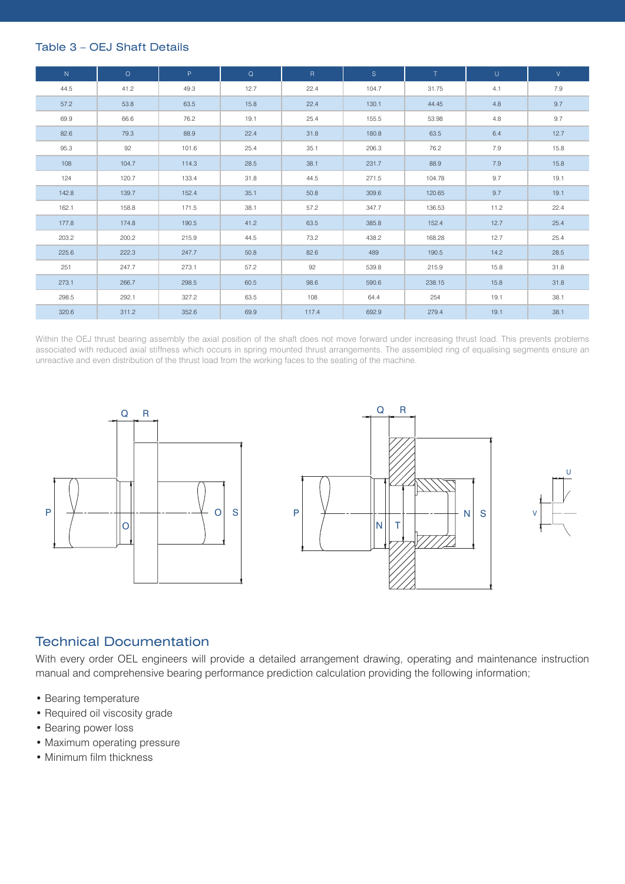### Table 3 – OEJ Shaft Details

| N | O | P | Q | R | S | T | U | V |
|---|---|---|---|---|---|---|---|---|
| 44.5 | 41.2 | 49.3 | 12.7 | 22.4 | 104.7 | 31.75 | 4.1 | 7.9 |
| 57.2 | 53.8 | 63.5 | 15.8 | 22.4 | 130.1 | 44.45 | 4.8 | 9.7 |
| 69.9 | 66.6 | 76.2 | 19.1 | 25.4 | 155.5 | 53.98 | 4.8 | 9.7 |
| 82.6 | 79.3 | 88.9 | 22.4 | 31.8 | 180.8 | 63.5 | 6.4 | 12.7 |
| 95.3 | 92 | 101.6 | 25.4 | 35.1 | 206.3 | 76.2 | 7.9 | 15.8 |
| 108 | 104.7 | 114.3 | 28.5 | 38.1 | 231.7 | 88.9 | 7.9 | 15.8 |
| 124 | 120.7 | 133.4 | 31.8 | 44.5 | 271.5 | 104.78 | 9.7 | 19.1 |
| 142.8 | 139.7 | 152.4 | 35.1 | 50.8 | 309.6 | 120.65 | 9.7 | 19.1 |
| 162.1 | 158.8 | 171.5 | 38.1 | 57.2 | 347.7 | 136.53 | 11.2 | 22.4 |
| 177.8 | 174.8 | 190.5 | 41.2 | 63.5 | 385.8 | 152.4 | 12.7 | 25.4 |
| 203.2 | 200.2 | 215.9 | 44.5 | 73.2 | 438.2 | 168.28 | 12.7 | 25.4 |
| 225.6 | 222.3 | 247.7 | 50.8 | 82.6 | 489 | 190.5 | 14.2 | 28.5 |
| 251 | 247.7 | 273.1 | 57.2 | 92 | 539.8 | 215.9 | 15.8 | 31.8 |
| 273.1 | 266.7 | 298.5 | 60.5 | 98.6 | 590.6 | 238.15 | 15.8 | 31.8 |
| 298.5 | 292.1 | 327.2 | 63.5 | 108 | 64.4 | 254 | 19.1 | 38.1 |
| 320.6 | 311.2 | 352.6 | 69.9 | 117.4 | 692.9 | 279.4 | 19.1 | 38.1 |

Within the OEJ thrust bearing assembly the axial position of the shaft does not move forward under increasing thrust load. This prevents problems associated with reduced axial stiffness which occurs in spring mounted thrust arrangements. The assembled ring of equalising segments ensure an unreactive and even distribution of the thrust load from the working faces to the seating of the machine.

## Technical Documentation

With every order OEL engineers will provide a detailed arrangement drawing, operating and maintenance instruction manual and comprehensive bearing performance prediction calculation providing the following information;

- Bearing temperature
- Required oil viscosity grade
- Bearing power loss
- Maximum operating pressure
- Minimum film thickness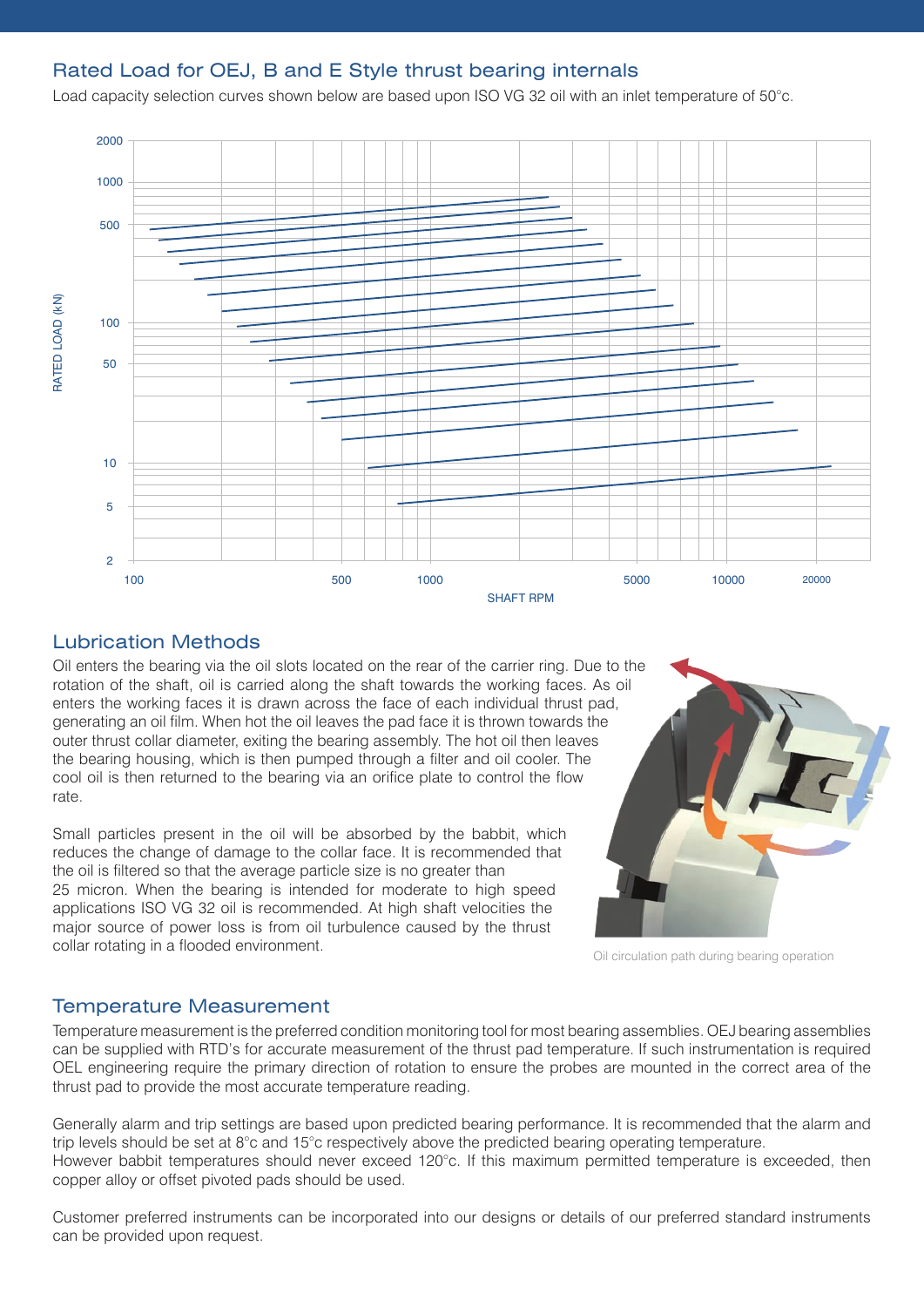## Rated Load for OEJ, B and E Style thrust bearing internals

Load capacity selection curves shown below are based upon ISO VG 32 oil with an inlet temperature of 50°c.

## Lubrication Methods

Oil enters the bearing via the oil slots located on the rear of the carrier ring. Due to the rotation of the shaft, oil is carried along the shaft towards the working faces. As oil enters the working faces it is drawn across the face of each individual thrust pad, generating an oil film. When hot the oil leaves the pad face it is thrown towards the outer thrust collar diameter, exiting the bearing assembly. The hot oil then leaves the bearing housing, which is then pumped through a filter and oil cooler. The cool oil is then returned to the bearing via an orifice plate to control the flow rate.

Small particles present in the oil will be absorbed by the babbit, which reduces the change of damage to the collar face. It is recommended that the oil is filtered so that the average particle size is no greater than 25 micron. When the bearing is intended for moderate to high speed applications ISO VG 32 oil is recommended. At high shaft velocities the major source of power loss is from oil turbulence caused by the thrust collar rotating in a flooded environment.

Oil circulation path during bearing operation

## Temperature Measurement

Temperature measurement is the preferred condition monitoring tool for most bearing assemblies. OEJ bearing assemblies can be supplied with RTD's for accurate measurement of the thrust pad temperature. If such instrumentation is required OEL engineering require the primary direction of rotation to ensure the probes are mounted in the correct area of the thrust pad to provide the most accurate temperature reading.

Generally alarm and trip settings are based upon predicted bearing performance. It is recommended that the alarm and trip levels should be set at 8°c and 15°c respectively above the predicted bearing operating temperature.
However babbit temperatures should never exceed 120°c. If this maximum permitted temperature is exceeded, then copper alloy or offset pivoted pads should be used.

Customer preferred instruments can be incorporated into our designs or details of our preferred standard instruments can be provided upon request.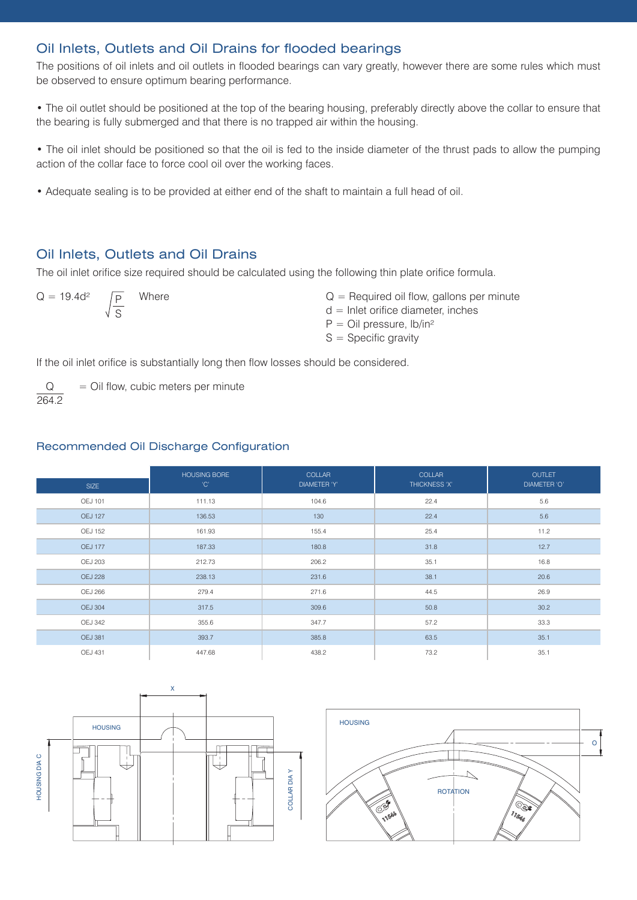## Oil Inlets, Outlets and Oil Drains for flooded bearings

The positions of oil inlets and oil outlets in flooded bearings can vary greatly, however there are some rules which must be observed to ensure optimum bearing performance.

- The oil outlet should be positioned at the top of the bearing housing, preferably directly above the collar to ensure that the bearing is fully submerged and that there is no trapped air within the housing.

- The oil inlet should be positioned so that the oil is fed to the inside diameter of the thrust pads to allow the pumping action of the collar face to force cool oil over the working faces.

- Adequate sealing is to be provided at either end of the shaft to maintain a full head of oil.

## Oil Inlets, Outlets and Oil Drains

The oil inlet orifice size required should be calculated using the following thin plate orifice formula.

$$Q = 19.4d^2 \sqrt{\frac{P}{S}}$$

Where

$Q$ = Required oil flow, gallons per minute
$d$ = Inlet orifice diameter, inches
$P$ = Oil pressure, lb/in²
$S$ = Specific gravity

If the oil inlet orifice is substantially long then flow losses should be considered.

$$\frac{Q}{264.2} = \text{Oil flow, cubic meters per minute}$$

### Recommended Oil Discharge Configuration

| SIZE | HOUSING BORE 'C' | COLLAR DIAMETER 'Y' | COLLAR THICKNESS 'X' | OUTLET DIAMETER 'O' |
|---|---|---|---|---|
| OEJ 101 | 111.13 | 104.6 | 22.4 | 5.6 |
| OEJ 127 | 136.53 | 130 | 22.4 | 5.6 |
| OEJ 152 | 161.93 | 155.4 | 25.4 | 11.2 |
| OEJ 177 | 187.33 | 180.8 | 31.8 | 12.7 |
| OEJ 203 | 212.73 | 206.2 | 35.1 | 16.8 |
| OEJ 228 | 238.13 | 231.6 | 38.1 | 20.6 |
| OEJ 266 | 279.4 | 271.6 | 44.5 | 26.9 |
| OEJ 304 | 317.5 | 309.6 | 50.8 | 30.2 |
| OEJ 342 | 355.6 | 347.7 | 57.2 | 33.3 |
| OEJ 381 | 393.7 | 385.8 | 63.5 | 35.1 |
| OEJ 431 | 447.68 | 438.2 | 73.2 | 35.1 |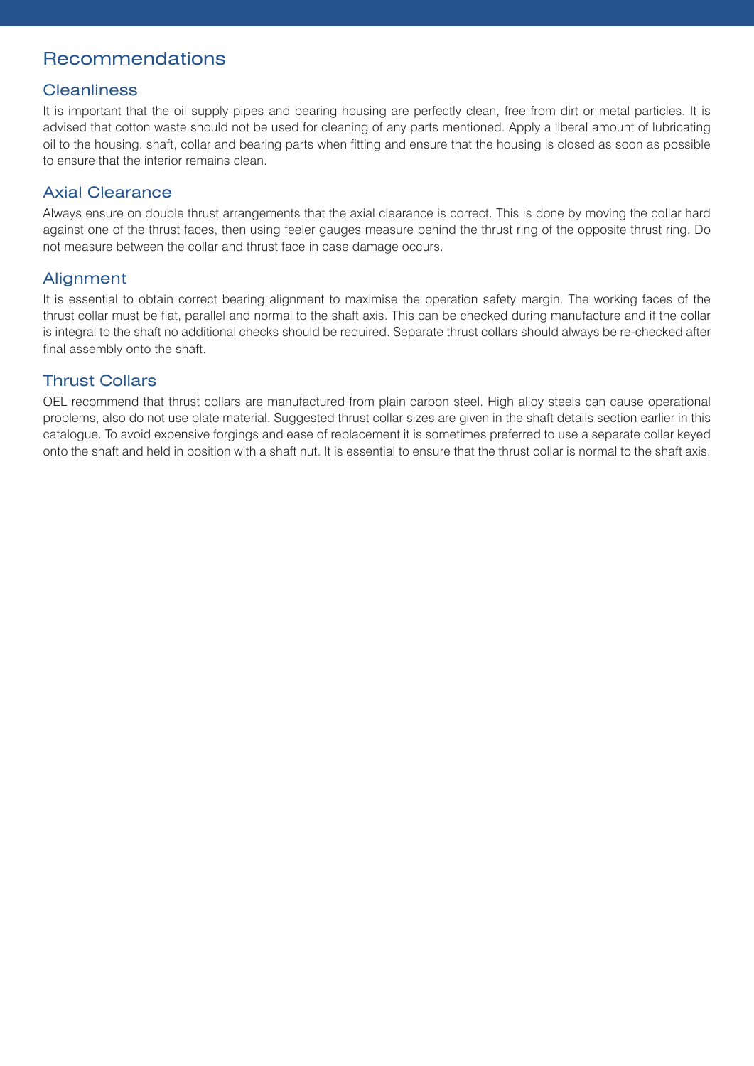# Recommendations

## Cleanliness

It is important that the oil supply pipes and bearing housing are perfectly clean, free from dirt or metal particles. It is advised that cotton waste should not be used for cleaning of any parts mentioned. Apply a liberal amount of lubricating oil to the housing, shaft, collar and bearing parts when fitting and ensure that the housing is closed as soon as possible to ensure that the interior remains clean.

## Axial Clearance

Always ensure on double thrust arrangements that the axial clearance is correct. This is done by moving the collar hard against one of the thrust faces, then using feeler gauges measure behind the thrust ring of the opposite thrust ring. Do not measure between the collar and thrust face in case damage occurs.

## Alignment

It is essential to obtain correct bearing alignment to maximise the operation safety margin. The working faces of the thrust collar must be flat, parallel and normal to the shaft axis. This can be checked during manufacture and if the collar is integral to the shaft no additional checks should be required. Separate thrust collars should always be re-checked after final assembly onto the shaft.

## Thrust Collars

OEL recommend that thrust collars are manufactured from plain carbon steel. High alloy steels can cause operational problems, also do not use plate material. Suggested thrust collar sizes are given in the shaft details section earlier in this catalogue. To avoid expensive forgings and ease of replacement it is sometimes preferred to use a separate collar keyed onto the shaft and held in position with a shaft nut. It is essential to ensure that the thrust collar is normal to the shaft axis.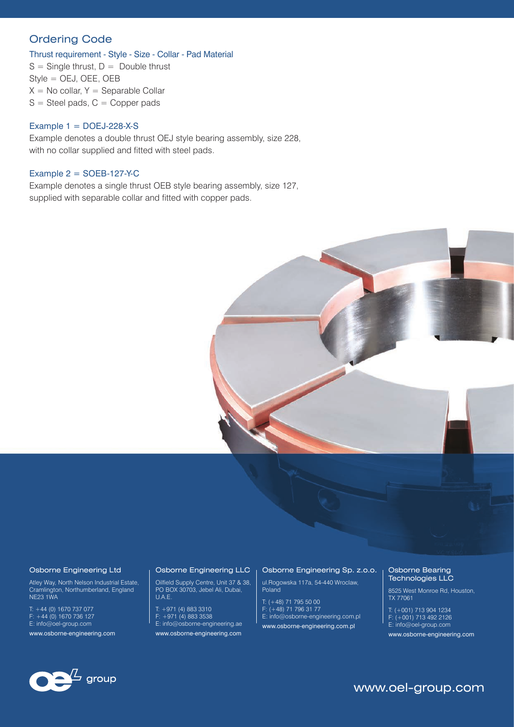## Ordering Code

### Thrust requirement - Style - Size - Collar - Pad Material

S = Single thrust, D = Double thrust
Style = OEJ, OEE, OEB
X = No collar, Y = Separable Collar
S = Steel pads, C = Copper pads

### Example 1 = DOEJ-228-X-S

Example denotes a double thrust OEJ style bearing assembly, size 228, with no collar supplied and fitted with steel pads.

### Example 2 = SOEB-127-Y-C

Example denotes a single thrust OEB style bearing assembly, size 127, supplied with separable collar and fitted with copper pads.

**Osborne Engineering Ltd**

Atley Way, North Nelson Industrial Estate, Cramlington, Northumberland, England NE23 1WA

T: +44 (0) 1670 737 077
F: +44 (0) 1670 736 127
E: info@oel-group.com
www.osborne-engineering.com

**Osborne Engineering LLC**

Oilfield Supply Centre, Unit 37 & 38, PO BOX 30703, Jebel Ali, Dubai, U.A.E.

T: +971 (4) 883 3310
F: +971 (4) 883 3538
E: info@osborne-engineering.ae
www.osborne-engineering.com

**Osborne Engineering Sp. z.o.o.**

ul.Rogowska 117a, 54-440 Wroclaw, Poland

T: (+48) 71 795 50 00
F: (+48) 71 796 31 77
E: info@osborne-engineering.com.pl
www.osborne-engineering.com.pl

**Osborne Bearing Technologies LLC**

8525 West Monroe Rd, Houston, TX 77061

T: (+001) 713 904 1234
F: (+001) 713 492 2126
E: info@oel-group.com
www.osborne-engineering.com

oel group

www.oel-group.com